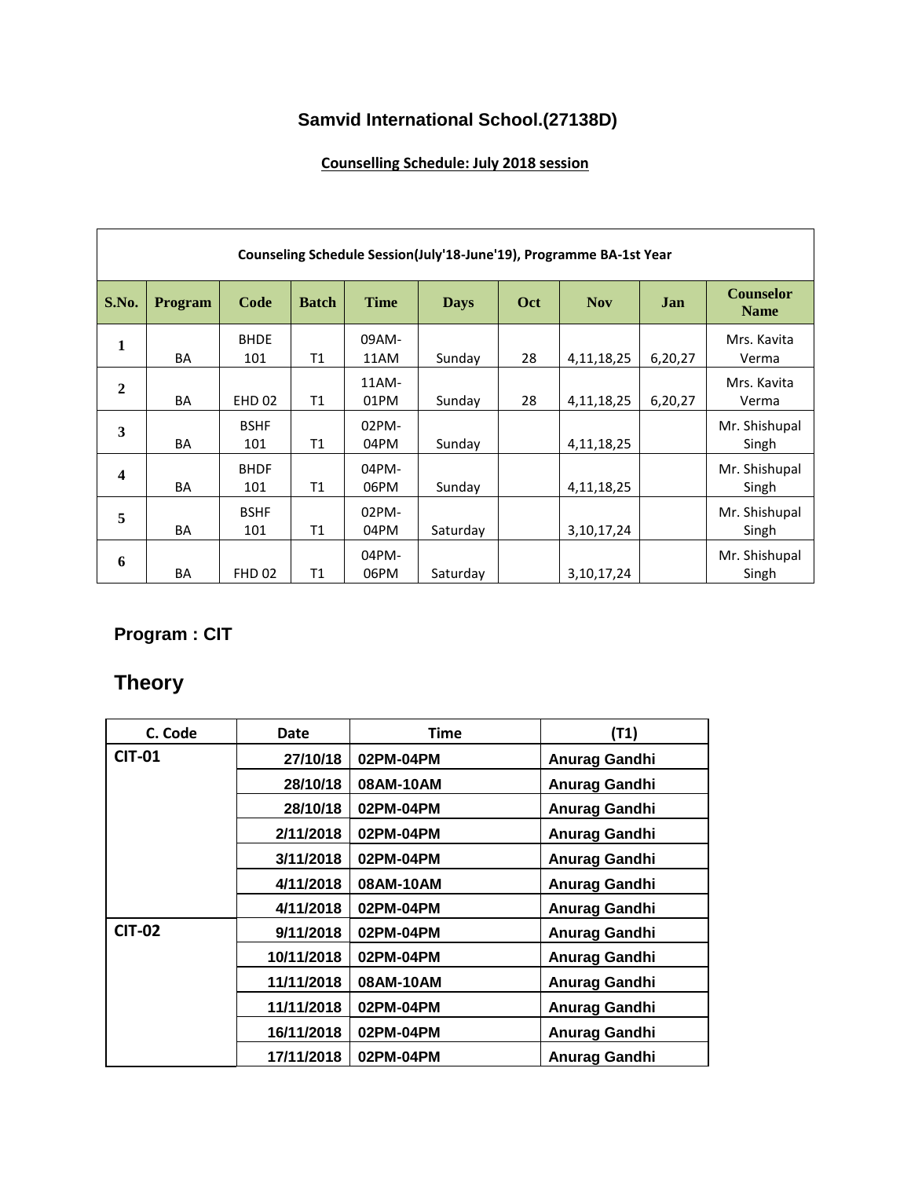# Samvid International School.(27138D)

## Counselling Schedule: July 2018 session

| Counseling Schedule Session(July'18-June'19), Programme BA-1st Year | | | | | | | | | |
|---|---|---|---|---|---|---|---|---|---|
| **S.No.** | **Program** | **Code** | **Batch** | **Time** | **Days** | **Oct** | **Nov** | **Jan** | **Counselor Name** |
| 1 | BA | BHDE 101 | T1 | 09AM-11AM | Sunday | 28 | 4,11,18,25 | 6,20,27 | Mrs. Kavita Verma |
| 2 | BA | EHD 02 | T1 | 11AM-01PM | Sunday | 28 | 4,11,18,25 | 6,20,27 | Mrs. Kavita Verma |
| 3 | BA | BSHF 101 | T1 | 02PM-04PM | Sunday | | 4,11,18,25 | | Mr. Shishupal Singh |
| 4 | BA | BHDF 101 | T1 | 04PM-06PM | Sunday | | 4,11,18,25 | | Mr. Shishupal Singh |
| 5 | BA | BSHF 101 | T1 | 02PM-04PM | Saturday | | 3,10,17,24 | | Mr. Shishupal Singh |
| 6 | BA | FHD 02 | T1 | 04PM-06PM | Saturday | | 3,10,17,24 | | Mr. Shishupal Singh |

### Program : CIT

## Theory

| C. Code | Date | Time | (T1) |
|---|---|---|---|
| **CIT-01** | 27/10/18 | 02PM-04PM | Anurag Gandhi |
| | 28/10/18 | 08AM-10AM | Anurag Gandhi |
| | 28/10/18 | 02PM-04PM | Anurag Gandhi |
| | 2/11/2018 | 02PM-04PM | Anurag Gandhi |
| | 3/11/2018 | 02PM-04PM | Anurag Gandhi |
| | 4/11/2018 | 08AM-10AM | Anurag Gandhi |
| | 4/11/2018 | 02PM-04PM | Anurag Gandhi |
| **CIT-02** | 9/11/2018 | 02PM-04PM | Anurag Gandhi |
| | 10/11/2018 | 02PM-04PM | Anurag Gandhi |
| | 11/11/2018 | 08AM-10AM | Anurag Gandhi |
| | 11/11/2018 | 02PM-04PM | Anurag Gandhi |
| | 16/11/2018 | 02PM-04PM | Anurag Gandhi |
| | 17/11/2018 | 02PM-04PM | Anurag Gandhi |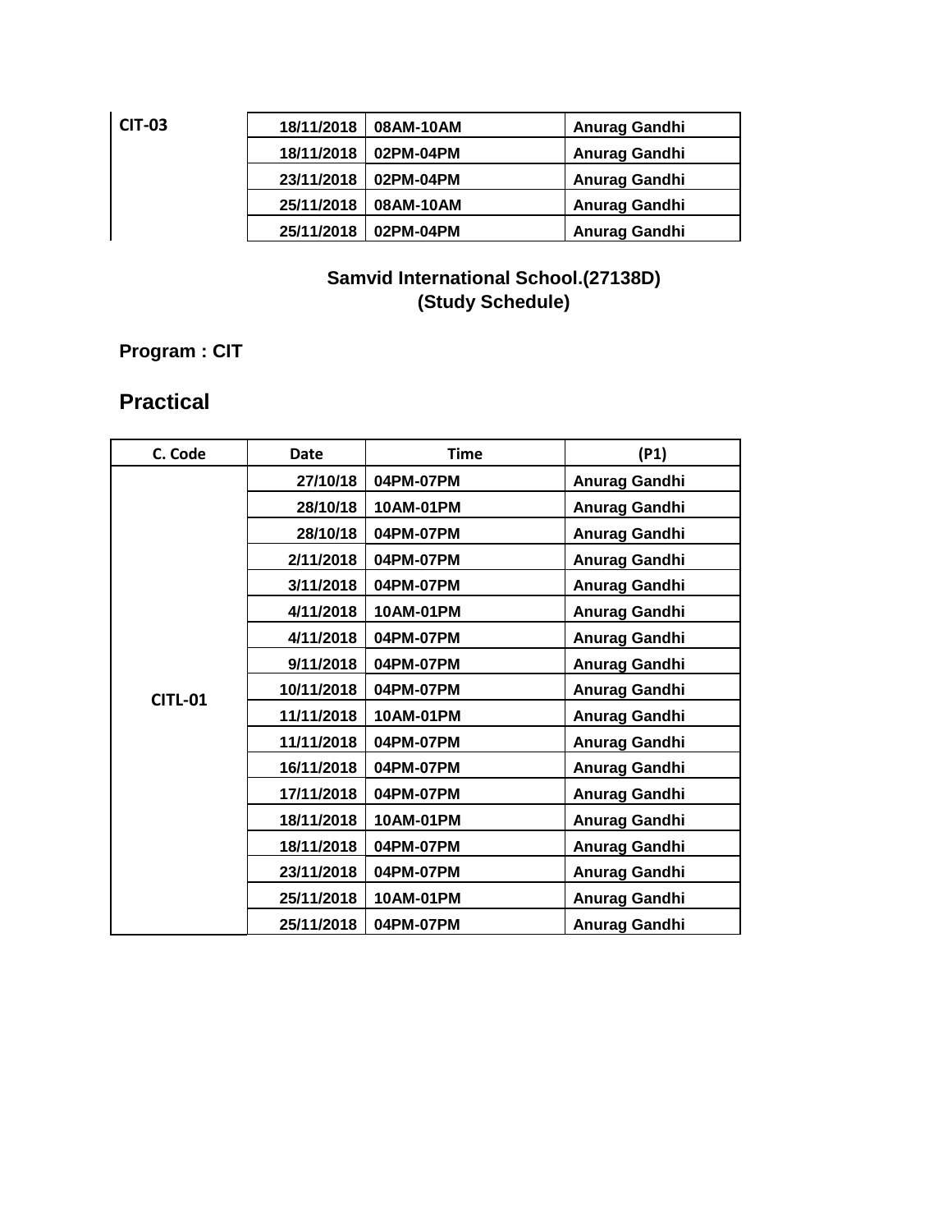| | | | |
|---|---|---|---|
| CIT-03 | 18/11/2018 | 08AM-10AM | Anurag Gandhi |
| | 18/11/2018 | 02PM-04PM | Anurag Gandhi |
| | 23/11/2018 | 02PM-04PM | Anurag Gandhi |
| | 25/11/2018 | 08AM-10AM | Anurag Gandhi |
| | 25/11/2018 | 02PM-04PM | Anurag Gandhi |

**Samvid International School.(27138D)**
**(Study Schedule)**

**Program : CIT**

## Practical

| C. Code | Date | Time | (P1) |
|---|---|---|---|
| CITL-01 | 27/10/18 | 04PM-07PM | Anurag Gandhi |
| | 28/10/18 | 10AM-01PM | Anurag Gandhi |
| | 28/10/18 | 04PM-07PM | Anurag Gandhi |
| | 2/11/2018 | 04PM-07PM | Anurag Gandhi |
| | 3/11/2018 | 04PM-07PM | Anurag Gandhi |
| | 4/11/2018 | 10AM-01PM | Anurag Gandhi |
| | 4/11/2018 | 04PM-07PM | Anurag Gandhi |
| | 9/11/2018 | 04PM-07PM | Anurag Gandhi |
| | 10/11/2018 | 04PM-07PM | Anurag Gandhi |
| | 11/11/2018 | 10AM-01PM | Anurag Gandhi |
| | 11/11/2018 | 04PM-07PM | Anurag Gandhi |
| | 16/11/2018 | 04PM-07PM | Anurag Gandhi |
| | 17/11/2018 | 04PM-07PM | Anurag Gandhi |
| | 18/11/2018 | 10AM-01PM | Anurag Gandhi |
| | 18/11/2018 | 04PM-07PM | Anurag Gandhi |
| | 23/11/2018 | 04PM-07PM | Anurag Gandhi |
| | 25/11/2018 | 10AM-01PM | Anurag Gandhi |
| | 25/11/2018 | 04PM-07PM | Anurag Gandhi |